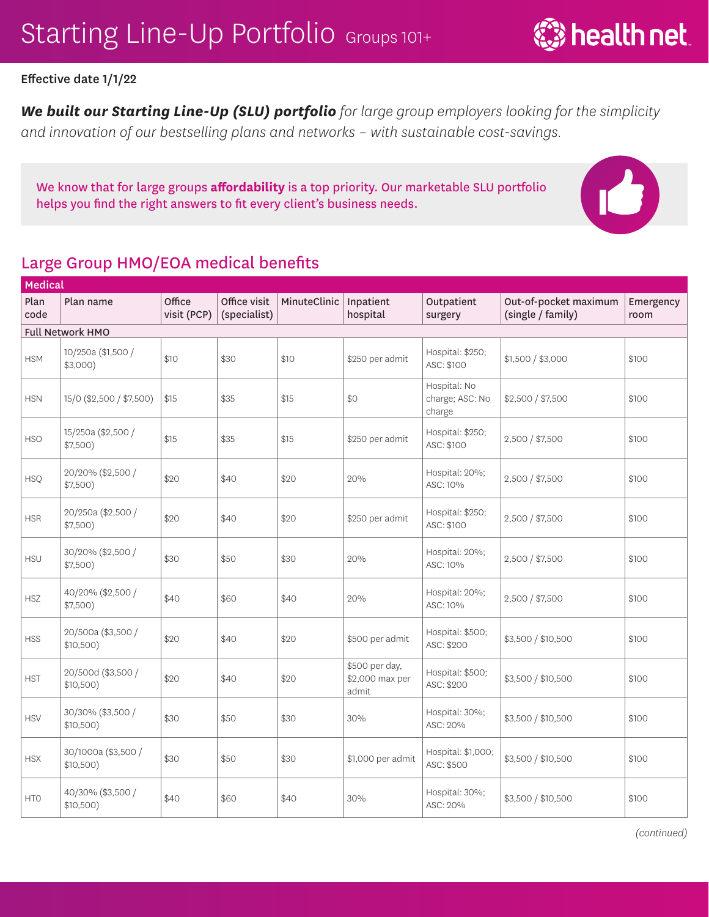# Starting Line-Up Portfolio Groups 101+

**Effective date 1/1/22**

***We built our Starting Line-Up (SLU) portfolio*** *for large group employers looking for the simplicity and innovation of our bestselling plans and networks – with sustainable cost-savings.*

We know that for large groups **affordability** is a top priority. Our marketable SLU portfolio helps you find the right answers to fit every client's business needs.

## Large Group HMO/EOA medical benefits

| Medical | | | | | | | | |
|---|---|---|---|---|---|---|---|---|
| Plan code | Plan name | Office visit (PCP) | Office visit (specialist) | MinuteClinic | Inpatient hospital | Outpatient surgery | Out-of-pocket maximum (single / family) | Emergency room |
| Full Network HMO | | | | | | | | |
| HSM | 10/250a ($1,500 / $3,000) | $10 | $30 | $10 | $250 per admit | Hospital: $250; ASC: $100 | $1,500 / $3,000 | $100 |
| HSN | 15/0 ($2,500 / $7,500) | $15 | $35 | $15 | $0 | Hospital: No charge; ASC: No charge | $2,500 / $7,500 | $100 |
| HSO | 15/250a ($2,500 / $7,500) | $15 | $35 | $15 | $250 per admit | Hospital: $250; ASC: $100 | 2,500 / $7,500 | $100 |
| HSQ | 20/20% ($2,500 / $7,500) | $20 | $40 | $20 | 20% | Hospital: 20%; ASC: 10% | 2,500 / $7,500 | $100 |
| HSR | 20/250a ($2,500 / $7,500) | $20 | $40 | $20 | $250 per admit | Hospital: $250; ASC: $100 | 2,500 / $7,500 | $100 |
| HSU | 30/20% ($2,500 / $7,500) | $30 | $50 | $30 | 20% | Hospital: 20%; ASC: 10% | 2,500 / $7,500 | $100 |
| HSZ | 40/20% ($2,500 / $7,500) | $40 | $60 | $40 | 20% | Hospital: 20%; ASC: 10% | 2,500 / $7,500 | $100 |
| HSS | 20/500a ($3,500 / $10,500) | $20 | $40 | $20 | $500 per admit | Hospital: $500; ASC: $200 | $3,500 / $10,500 | $100 |
| HST | 20/500d ($3,500 / $10,500) | $20 | $40 | $20 | $500 per day, $2,000 max per admit | Hospital: $500; ASC: $200 | $3,500 / $10,500 | $100 |
| HSV | 30/30% ($3,500 / $10,500) | $30 | $50 | $30 | 30% | Hospital: 30%; ASC: 20% | $3,500 / $10,500 | $100 |
| HSX | 30/1000a ($3,500 / $10,500) | $30 | $50 | $30 | $1,000 per admit | Hospital: $1,000; ASC: $500 | $3,500 / $10,500 | $100 |
| HT0 | 40/30% ($3,500 / $10,500) | $40 | $60 | $40 | 30% | Hospital: 30%; ASC: 20% | $3,500 / $10,500 | $100 |

*(continued)*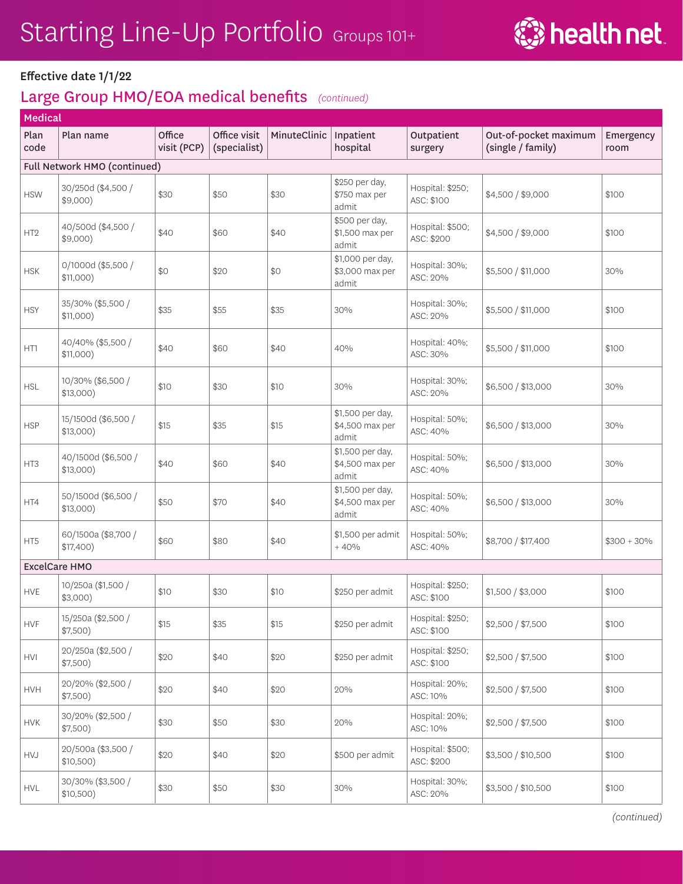# Starting Line-Up Portfolio Groups 101+

**Effective date 1/1/22**

## Large Group HMO/EOA medical benefits *(continued)*

| Medical | | | | | | | | |
|---|---|---|---|---|---|---|---|---|
| Plan code | Plan name | Office visit (PCP) | Office visit (specialist) | MinuteClinic | Inpatient hospital | Outpatient surgery | Out-of-pocket maximum (single / family) | Emergency room |
| **Full Network HMO (continued)** | | | | | | | | |
| HSW | 30/250d ($4,500 / $9,000) | $30 | $50 | $30 | $250 per day, $750 max per admit | Hospital: $250; ASC: $100 | $4,500 / $9,000 | $100 |
| HT2 | 40/500d ($4,500 / $9,000) | $40 | $60 | $40 | $500 per day, $1,500 max per admit | Hospital: $500; ASC: $200 | $4,500 / $9,000 | $100 |
| HSK | 0/1000d ($5,500 / $11,000) | $0 | $20 | $0 | $1,000 per day, $3,000 max per admit | Hospital: 30%; ASC: 20% | $5,500 / $11,000 | 30% |
| HSY | 35/30% ($5,500 / $11,000) | $35 | $55 | $35 | 30% | Hospital: 30%; ASC: 20% | $5,500 / $11,000 | $100 |
| HT1 | 40/40% ($5,500 / $11,000) | $40 | $60 | $40 | 40% | Hospital: 40%; ASC: 30% | $5,500 / $11,000 | $100 |
| HSL | 10/30% ($6,500 / $13,000) | $10 | $30 | $10 | 30% | Hospital: 30%; ASC: 20% | $6,500 / $13,000 | 30% |
| HSP | 15/1500d ($6,500 / $13,000) | $15 | $35 | $15 | $1,500 per day, $4,500 max per admit | Hospital: 50%; ASC: 40% | $6,500 / $13,000 | 30% |
| HT3 | 40/1500d ($6,500 / $13,000) | $40 | $60 | $40 | $1,500 per day, $4,500 max per admit | Hospital: 50%; ASC: 40% | $6,500 / $13,000 | 30% |
| HT4 | 50/1500d ($6,500 / $13,000) | $50 | $70 | $40 | $1,500 per day, $4,500 max per admit | Hospital: 50%; ASC: 40% | $6,500 / $13,000 | 30% |
| HT5 | 60/1500a ($8,700 / $17,400) | $60 | $80 | $40 | $1,500 per admit + 40% | Hospital: 50%; ASC: 40% | $8,700 / $17,400 | $300 + 30% |
| **ExcelCare HMO** | | | | | | | | |
| HVE | 10/250a ($1,500 / $3,000) | $10 | $30 | $10 | $250 per admit | Hospital: $250; ASC: $100 | $1,500 / $3,000 | $100 |
| HVF | 15/250a ($2,500 / $7,500) | $15 | $35 | $15 | $250 per admit | Hospital: $250; ASC: $100 | $2,500 / $7,500 | $100 |
| HVI | 20/250a ($2,500 / $7,500) | $20 | $40 | $20 | $250 per admit | Hospital: $250; ASC: $100 | $2,500 / $7,500 | $100 |
| HVH | 20/20% ($2,500 / $7,500) | $20 | $40 | $20 | 20% | Hospital: 20%; ASC: 10% | $2,500 / $7,500 | $100 |
| HVK | 30/20% ($2,500 / $7,500) | $30 | $50 | $30 | 20% | Hospital: 20%; ASC: 10% | $2,500 / $7,500 | $100 |
| HVJ | 20/500a ($3,500 / $10,500) | $20 | $40 | $20 | $500 per admit | Hospital: $500; ASC: $200 | $3,500 / $10,500 | $100 |
| HVL | 30/30% ($3,500 / $10,500) | $30 | $50 | $30 | 30% | Hospital: 30%; ASC: 20% | $3,500 / $10,500 | $100 |

*(continued)*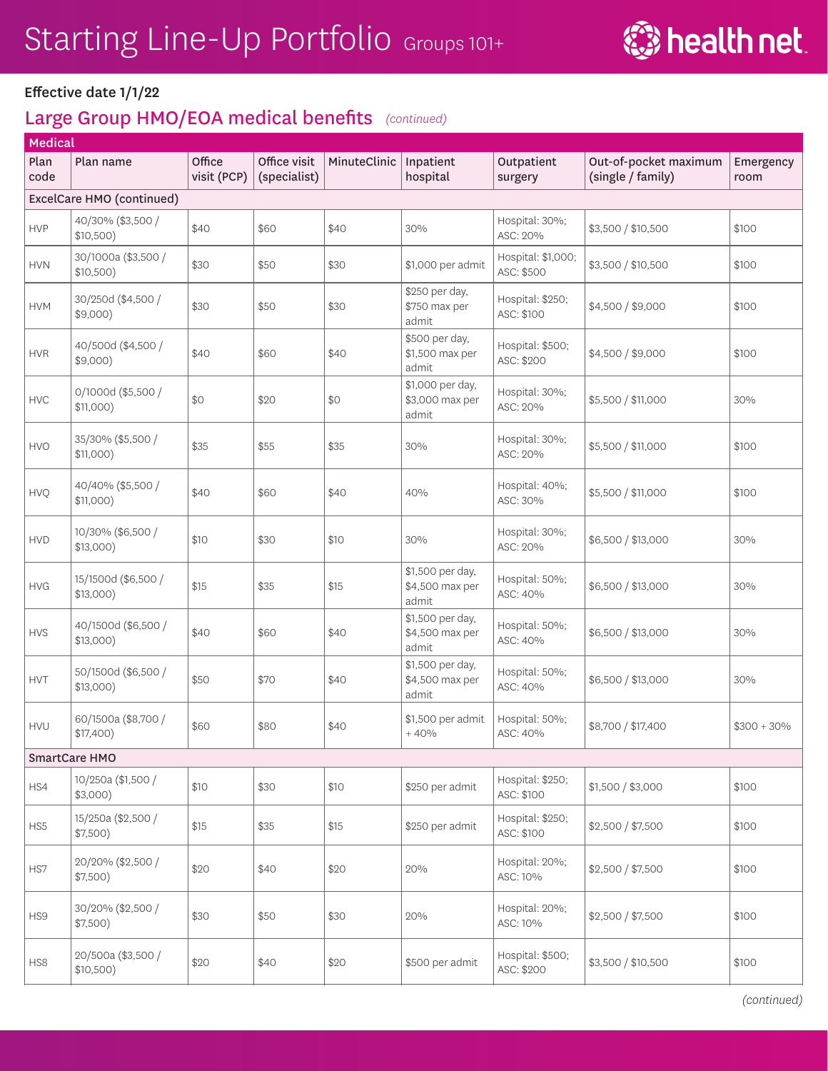# Starting Line-Up Portfolio Groups 101+

**Effective date 1/1/22**

## Large Group HMO/EOA medical benefits *(continued)*

| Medical | | | | | | | | |
|---|---|---|---|---|---|---|---|---|
| Plan code | Plan name | Office visit (PCP) | Office visit (specialist) | MinuteClinic | Inpatient hospital | Outpatient surgery | Out-of-pocket maximum (single / family) | Emergency room |
| ExcelCare HMO (continued) | | | | | | | | |
| HVP | 40/30% ($3,500 / $10,500) | $40 | $60 | $40 | 30% | Hospital: 30%; ASC: 20% | $3,500 / $10,500 | $100 |
| HVN | 30/1000a ($3,500 / $10,500) | $30 | $50 | $30 | $1,000 per admit | Hospital: $1,000; ASC: $500 | $3,500 / $10,500 | $100 |
| HVM | 30/250d ($4,500 / $9,000) | $30 | $50 | $30 | $250 per day, $750 max per admit | Hospital: $250; ASC: $100 | $4,500 / $9,000 | $100 |
| HVR | 40/500d ($4,500 / $9,000) | $40 | $60 | $40 | $500 per day, $1,500 max per admit | Hospital: $500; ASC: $200 | $4,500 / $9,000 | $100 |
| HVC | 0/1000d ($5,500 / $11,000) | $0 | $20 | $0 | $1,000 per day, $3,000 max per admit | Hospital: 30%; ASC: 20% | $5,500 / $11,000 | 30% |
| HVO | 35/30% ($5,500 / $11,000) | $35 | $55 | $35 | 30% | Hospital: 30%; ASC: 20% | $5,500 / $11,000 | $100 |
| HVQ | 40/40% ($5,500 / $11,000) | $40 | $60 | $40 | 40% | Hospital: 40%; ASC: 30% | $5,500 / $11,000 | $100 |
| HVD | 10/30% ($6,500 / $13,000) | $10 | $30 | $10 | 30% | Hospital: 30%; ASC: 20% | $6,500 / $13,000 | 30% |
| HVG | 15/1500d ($6,500 / $13,000) | $15 | $35 | $15 | $1,500 per day, $4,500 max per admit | Hospital: 50%; ASC: 40% | $6,500 / $13,000 | 30% |
| HVS | 40/1500d ($6,500 / $13,000) | $40 | $60 | $40 | $1,500 per day, $4,500 max per admit | Hospital: 50%; ASC: 40% | $6,500 / $13,000 | 30% |
| HVT | 50/1500d ($6,500 / $13,000) | $50 | $70 | $40 | $1,500 per day, $4,500 max per admit | Hospital: 50%; ASC: 40% | $6,500 / $13,000 | 30% |
| HVU | 60/1500a ($8,700 / $17,400) | $60 | $80 | $40 | $1,500 per admit + 40% | Hospital: 50%; ASC: 40% | $8,700 / $17,400 | $300 + 30% |
| SmartCare HMO | | | | | | | | |
| HS4 | 10/250a ($1,500 / $3,000) | $10 | $30 | $10 | $250 per admit | Hospital: $250; ASC: $100 | $1,500 / $3,000 | $100 |
| HS5 | 15/250a ($2,500 / $7,500) | $15 | $35 | $15 | $250 per admit | Hospital: $250; ASC: $100 | $2,500 / $7,500 | $100 |
| HS7 | 20/20% ($2,500 / $7,500) | $20 | $40 | $20 | 20% | Hospital: 20%; ASC: 10% | $2,500 / $7,500 | $100 |
| HS9 | 30/20% ($2,500 / $7,500) | $30 | $50 | $30 | 20% | Hospital: 20%; ASC: 10% | $2,500 / $7,500 | $100 |
| HS8 | 20/500a ($3,500 / $10,500) | $20 | $40 | $20 | $500 per admit | Hospital: $500; ASC: $200 | $3,500 / $10,500 | $100 |

*(continued)*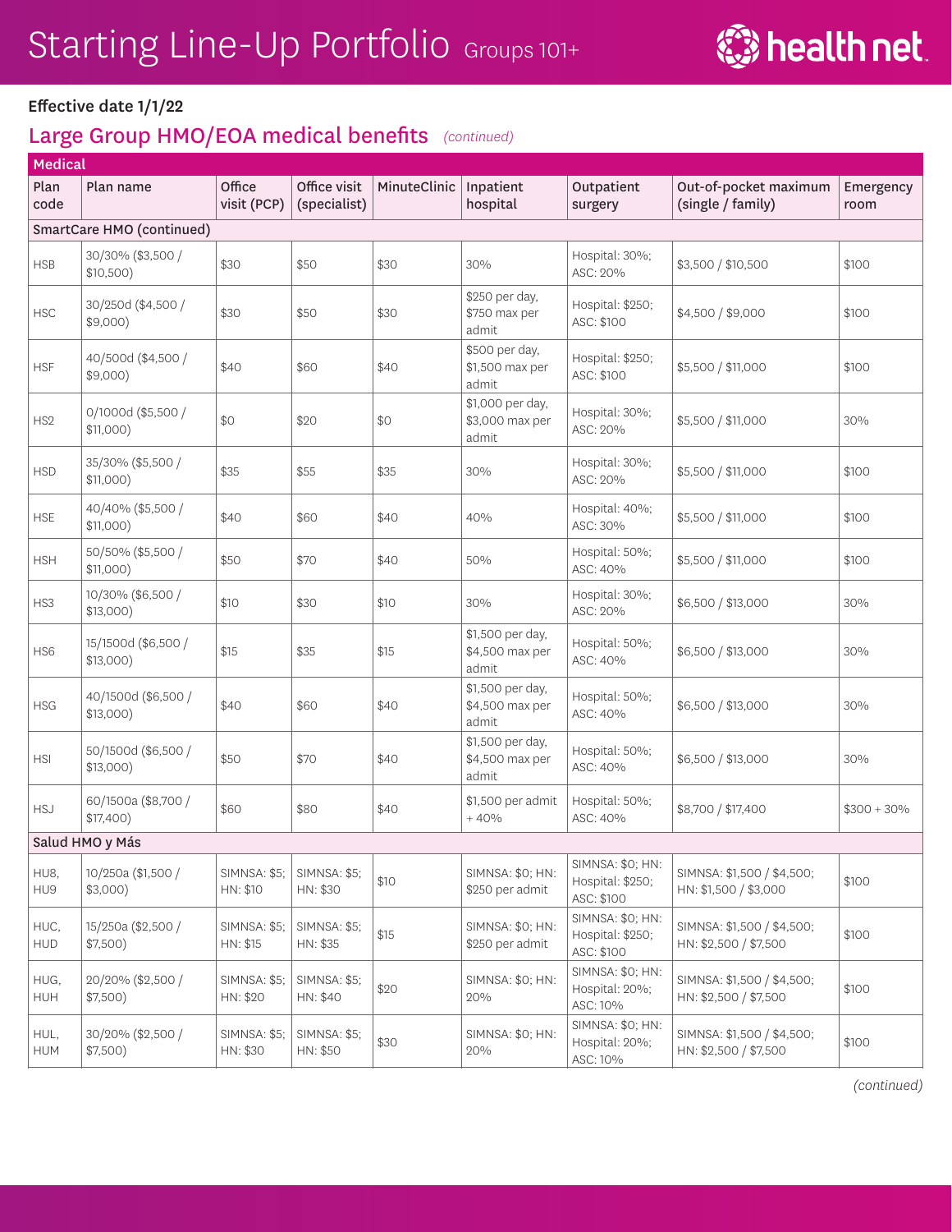# Starting Line-Up Portfolio Groups 101+

**Effective date 1/1/22**

## Large Group HMO/EOA medical benefits *(continued)*

| Plan code | Plan name | Office visit (PCP) | Office visit (specialist) | MinuteClinic | Inpatient hospital | Outpatient surgery | Out-of-pocket maximum (single / family) | Emergency room |
|---|---|---|---|---|---|---|---|---|
| **SmartCare HMO (continued)** | | | | | | | | |
| HSB | 30/30% ($3,500 / $10,500) | $30 | $50 | $30 | 30% | Hospital: 30%; ASC: 20% | $3,500 / $10,500 | $100 |
| HSC | 30/250d ($4,500 / $9,000) | $30 | $50 | $30 | $250 per day, $750 max per admit | Hospital: $250; ASC: $100 | $4,500 / $9,000 | $100 |
| HSF | 40/500d ($4,500 / $9,000) | $40 | $60 | $40 | $500 per day, $1,500 max per admit | Hospital: $250; ASC: $100 | $5,500 / $11,000 | $100 |
| HS2 | 0/1000d ($5,500 / $11,000) | $0 | $20 | $0 | $1,000 per day, $3,000 max per admit | Hospital: 30%; ASC: 20% | $5,500 / $11,000 | 30% |
| HSD | 35/30% ($5,500 / $11,000) | $35 | $55 | $35 | 30% | Hospital: 30%; ASC: 20% | $5,500 / $11,000 | $100 |
| HSE | 40/40% ($5,500 / $11,000) | $40 | $60 | $40 | 40% | Hospital: 40%; ASC: 30% | $5,500 / $11,000 | $100 |
| HSH | 50/50% ($5,500 / $11,000) | $50 | $70 | $40 | 50% | Hospital: 50%; ASC: 40% | $5,500 / $11,000 | $100 |
| HS3 | 10/30% ($6,500 / $13,000) | $10 | $30 | $10 | 30% | Hospital: 30%; ASC: 20% | $6,500 / $13,000 | 30% |
| HS6 | 15/1500d ($6,500 / $13,000) | $15 | $35 | $15 | $1,500 per day, $4,500 max per admit | Hospital: 50%; ASC: 40% | $6,500 / $13,000 | 30% |
| HSG | 40/1500d ($6,500 / $13,000) | $40 | $60 | $40 | $1,500 per day, $4,500 max per admit | Hospital: 50%; ASC: 40% | $6,500 / $13,000 | 30% |
| HSI | 50/1500d ($6,500 / $13,000) | $50 | $70 | $40 | $1,500 per day, $4,500 max per admit | Hospital: 50%; ASC: 40% | $6,500 / $13,000 | 30% |
| HSJ | 60/1500a ($8,700 / $17,400) | $60 | $80 | $40 | $1,500 per admit + 40% | Hospital: 50%; ASC: 40% | $8,700 / $17,400 | $300 + 30% |
| **Salud HMO y Más** | | | | | | | | |
| HU8, HU9 | 10/250a ($1,500 / $3,000) | SIMNSA: $5; HN: $10 | SIMNSA: $5; HN: $30 | $10 | SIMNSA: $0; HN: $250 per admit | SIMNSA: $0; HN: Hospital: $250; ASC: $100 | SIMNSA: $1,500 / $4,500; HN: $1,500 / $3,000 | $100 |
| HUC, HUD | 15/250a ($2,500 / $7,500) | SIMNSA: $5; HN: $15 | SIMNSA: $5; HN: $35 | $15 | SIMNSA: $0; HN: $250 per admit | SIMNSA: $0; HN: Hospital: $250; ASC: $100 | SIMNSA: $1,500 / $4,500; HN: $2,500 / $7,500 | $100 |
| HUG, HUH | 20/20% ($2,500 / $7,500) | SIMNSA: $5; HN: $20 | SIMNSA: $5; HN: $40 | $20 | SIMNSA: $0; HN: 20% | SIMNSA: $0; HN: Hospital: 20%; ASC: 10% | SIMNSA: $1,500 / $4,500; HN: $2,500 / $7,500 | $100 |
| HUL, HUM | 30/20% ($2,500 / $7,500) | SIMNSA: $5; HN: $30 | SIMNSA: $5; HN: $50 | $30 | SIMNSA: $0; HN: 20% | SIMNSA: $0; HN: Hospital: 20%; ASC: 10% | SIMNSA: $1,500 / $4,500; HN: $2,500 / $7,500 | $100 |

*(continued)*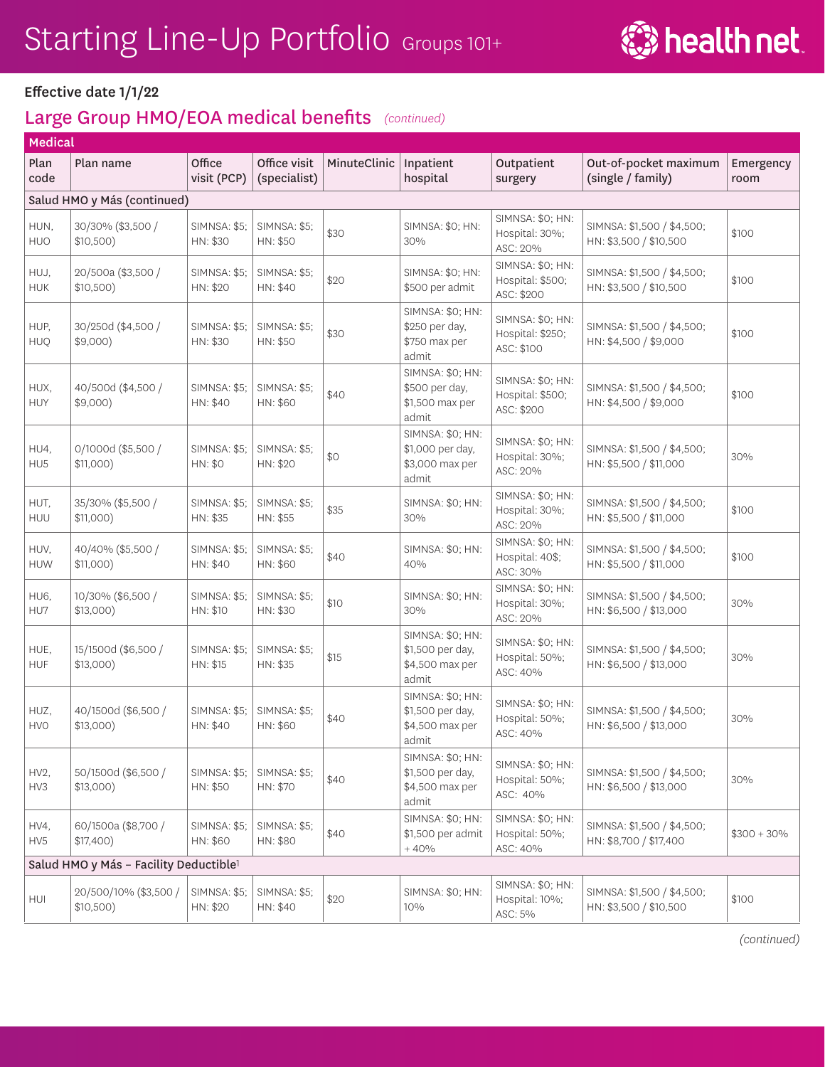# Starting Line-Up Portfolio Groups 101+

**Effective date 1/1/22**

## Large Group HMO/EOA medical benefits *(continued)*

| Medical | | | | | | | | |
|---|---|---|---|---|---|---|---|---|
| Plan code | Plan name | Office visit (PCP) | Office visit (specialist) | MinuteClinic | Inpatient hospital | Outpatient surgery | Out-of-pocket maximum (single / family) | Emergency room |
| Salud HMO y Más (continued) | | | | | | | | |
| HUN, HUO | 30/30% ($3,500 / $10,500) | SIMNSA: $5; HN: $30 | SIMNSA: $5; HN: $50 | $30 | SIMNSA: $0; HN: 30% | SIMNSA: $0; HN: Hospital: 30%; ASC: 20% | SIMNSA: $1,500 / $4,500; HN: $3,500 / $10,500 | $100 |
| HUJ, HUK | 20/500a ($3,500 / $10,500) | SIMNSA: $5; HN: $20 | SIMNSA: $5; HN: $40 | $20 | SIMNSA: $0; HN: $500 per admit | SIMNSA: $0; HN: Hospital: $500; ASC: $200 | SIMNSA: $1,500 / $4,500; HN: $3,500 / $10,500 | $100 |
| HUP, HUQ | 30/250d ($4,500 / $9,000) | SIMNSA: $5; HN: $30 | SIMNSA: $5; HN: $50 | $30 | SIMNSA: $0; HN: $250 per day, $750 max per admit | SIMNSA: $0; HN: Hospital: $250; ASC: $100 | SIMNSA: $1,500 / $4,500; HN: $4,500 / $9,000 | $100 |
| HUX, HUY | 40/500d ($4,500 / $9,000) | SIMNSA: $5; HN: $40 | SIMNSA: $5; HN: $60 | $40 | SIMNSA: $0; HN: $500 per day, $1,500 max per admit | SIMNSA: $0; HN: Hospital: $500; ASC: $200 | SIMNSA: $1,500 / $4,500; HN: $4,500 / $9,000 | $100 |
| HU4, HU5 | 0/1000d ($5,500 / $11,000) | SIMNSA: $5; HN: $0 | SIMNSA: $5; HN: $20 | $0 | SIMNSA: $0; HN: $1,000 per day, $3,000 max per admit | SIMNSA: $0; HN: Hospital: 30%; ASC: 20% | SIMNSA: $1,500 / $4,500; HN: $5,500 / $11,000 | 30% |
| HUT, HUU | 35/30% ($5,500 / $11,000) | SIMNSA: $5; HN: $35 | SIMNSA: $5; HN: $55 | $35 | SIMNSA: $0; HN: 30% | SIMNSA: $0; HN: Hospital: 30%; ASC: 20% | SIMNSA: $1,500 / $4,500; HN: $5,500 / $11,000 | $100 |
| HUV, HUW | 40/40% ($5,500 / $11,000) | SIMNSA: $5; HN: $40 | SIMNSA: $5; HN: $60 | $40 | SIMNSA: $0; HN: 40% | SIMNSA: $0; HN: Hospital: 40$; ASC: 30% | SIMNSA: $1,500 / $4,500; HN: $5,500 / $11,000 | $100 |
| HU6, HU7 | 10/30% ($6,500 / $13,000) | SIMNSA: $5; HN: $10 | SIMNSA: $5; HN: $30 | $10 | SIMNSA: $0; HN: 30% | SIMNSA: $0; HN: Hospital: 30%; ASC: 20% | SIMNSA: $1,500 / $4,500; HN: $6,500 / $13,000 | 30% |
| HUE, HUF | 15/1500d ($6,500 / $13,000) | SIMNSA: $5; HN: $15 | SIMNSA: $5; HN: $35 | $15 | SIMNSA: $0; HN: $1,500 per day, $4,500 max per admit | SIMNSA: $0; HN: Hospital: 50%; ASC: 40% | SIMNSA: $1,500 / $4,500; HN: $6,500 / $13,000 | 30% |
| HUZ, HV0 | 40/1500d ($6,500 / $13,000) | SIMNSA: $5; HN: $40 | SIMNSA: $5; HN: $60 | $40 | SIMNSA: $0; HN: $1,500 per day, $4,500 max per admit | SIMNSA: $0; HN: Hospital: 50%; ASC: 40% | SIMNSA: $1,500 / $4,500; HN: $6,500 / $13,000 | 30% |
| HV2, HV3 | 50/1500d ($6,500 / $13,000) | SIMNSA: $5; HN: $50 | SIMNSA: $5; HN: $70 | $40 | SIMNSA: $0; HN: $1,500 per day, $4,500 max per admit | SIMNSA: $0; HN: Hospital: 50%; ASC: 40% | SIMNSA: $1,500 / $4,500; HN: $6,500 / $13,000 | 30% |
| HV4, HV5 | 60/1500a ($8,700 / $17,400) | SIMNSA: $5; HN: $60 | SIMNSA: $5; HN: $80 | $40 | SIMNSA: $0; HN: $1,500 per admit + 40% | SIMNSA: $0; HN: Hospital: 50%; ASC: 40% | SIMNSA: $1,500 / $4,500; HN: $8,700 / $17,400 | $300 + 30% |
| Salud HMO y Más – Facility Deductible[1] | | | | | | | | |
| HUI | 20/500/10% ($3,500 / $10,500) | SIMNSA: $5; HN: $20 | SIMNSA: $5; HN: $40 | $20 | SIMNSA: $0; HN: 10% | SIMNSA: $0; HN: Hospital: 10%; ASC: 5% | SIMNSA: $1,500 / $4,500; HN: $3,500 / $10,500 | $100 |

*(continued)*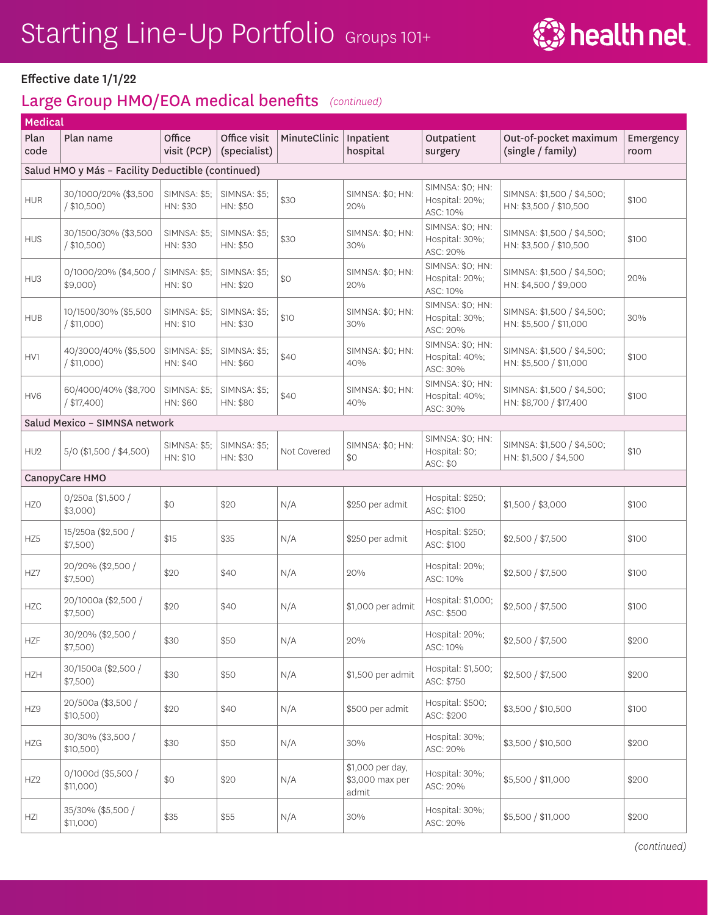# Starting Line-Up Portfolio Groups 101+

**Effective date 1/1/22**

## Large Group HMO/EOA medical benefits *(continued)*

| Medical | | | | | | | | |
|---|---|---|---|---|---|---|---|---|
| Plan code | Plan name | Office visit (PCP) | Office visit (specialist) | MinuteClinic | Inpatient hospital | Outpatient surgery | Out-of-pocket maximum (single / family) | Emergency room |
| Salud HMO y Más – Facility Deductible (continued) | | | | | | | | |
| HUR | 30/1000/20% ($3,500 / $10,500) | SIMNSA: $5; HN: $30 | SIMNSA: $5; HN: $50 | $30 | SIMNSA: $0; HN: 20% | SIMNSA: $0; HN: Hospital: 20%; ASC: 10% | SIMNSA: $1,500 / $4,500; HN: $3,500 / $10,500 | $100 |
| HUS | 30/1500/30% ($3,500 / $10,500) | SIMNSA: $5; HN: $30 | SIMNSA: $5; HN: $50 | $30 | SIMNSA: $0; HN: 30% | SIMNSA: $0; HN: Hospital: 30%; ASC: 20% | SIMNSA: $1,500 / $4,500; HN: $3,500 / $10,500 | $100 |
| HU3 | 0/1000/20% ($4,500 / $9,000) | SIMNSA: $5; HN: $0 | SIMNSA: $5; HN: $20 | $0 | SIMNSA: $0; HN: 20% | SIMNSA: $0; HN: Hospital: 20%; ASC: 10% | SIMNSA: $1,500 / $4,500; HN: $4,500 / $9,000 | 20% |
| HUB | 10/1500/30% ($5,500 / $11,000) | SIMNSA: $5; HN: $10 | SIMNSA: $5; HN: $30 | $10 | SIMNSA: $0; HN: 30% | SIMNSA: $0; HN: Hospital: 30%; ASC: 20% | SIMNSA: $1,500 / $4,500; HN: $5,500 / $11,000 | 30% |
| HV1 | 40/3000/40% ($5,500 / $11,000) | SIMNSA: $5; HN: $40 | SIMNSA: $5; HN: $60 | $40 | SIMNSA: $0; HN: 40% | SIMNSA: $0; HN: Hospital: 40%; ASC: 30% | SIMNSA: $1,500 / $4,500; HN: $5,500 / $11,000 | $100 |
| HV6 | 60/4000/40% ($8,700 / $17,400) | SIMNSA: $5; HN: $60 | SIMNSA: $5; HN: $80 | $40 | SIMNSA: $0; HN: 40% | SIMNSA: $0; HN: Hospital: 40%; ASC: 30% | SIMNSA: $1,500 / $4,500; HN: $8,700 / $17,400 | $100 |
| Salud Mexico – SIMNSA network | | | | | | | | |
| HU2 | 5/0 ($1,500 / $4,500) | SIMNSA: $5; HN: $10 | SIMNSA: $5; HN: $30 | Not Covered | SIMNSA: $0; HN: $0 | SIMNSA: $0; HN: Hospital: $0; ASC: $0 | SIMNSA: $1,500 / $4,500; HN: $1,500 / $4,500 | $10 |
| CanopyCare HMO | | | | | | | | |
| HZ0 | 0/250a ($1,500 / $3,000) | $0 | $20 | N/A | $250 per admit | Hospital: $250; ASC: $100 | $1,500 / $3,000 | $100 |
| HZ5 | 15/250a ($2,500 / $7,500) | $15 | $35 | N/A | $250 per admit | Hospital: $250; ASC: $100 | $2,500 / $7,500 | $100 |
| HZ7 | 20/20% ($2,500 / $7,500) | $20 | $40 | N/A | 20% | Hospital: 20%; ASC: 10% | $2,500 / $7,500 | $100 |
| HZC | 20/1000a ($2,500 / $7,500) | $20 | $40 | N/A | $1,000 per admit | Hospital: $1,000; ASC: $500 | $2,500 / $7,500 | $100 |
| HZF | 30/20% ($2,500 / $7,500) | $30 | $50 | N/A | 20% | Hospital: 20%; ASC: 10% | $2,500 / $7,500 | $200 |
| HZH | 30/1500a ($2,500 / $7,500) | $30 | $50 | N/A | $1,500 per admit | Hospital: $1,500; ASC: $750 | $2,500 / $7,500 | $200 |
| HZ9 | 20/500a ($3,500 / $10,500) | $20 | $40 | N/A | $500 per admit | Hospital: $500; ASC: $200 | $3,500 / $10,500 | $100 |
| HZG | 30/30% ($3,500 / $10,500) | $30 | $50 | N/A | 30% | Hospital: 30%; ASC: 20% | $3,500 / $10,500 | $200 |
| HZ2 | 0/1000d ($5,500 / $11,000) | $0 | $20 | N/A | $1,000 per day, $3,000 max per admit | Hospital: 30%; ASC: 20% | $5,500 / $11,000 | $200 |
| HZI | 35/30% ($5,500 / $11,000) | $35 | $55 | N/A | 30% | Hospital: 30%; ASC: 20% | $5,500 / $11,000 | $200 |

*(continued)*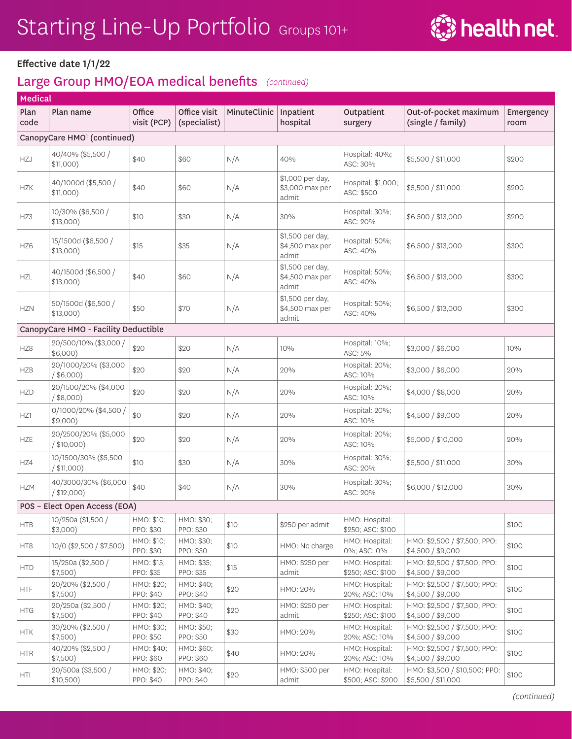# Starting Line-Up Portfolio Groups 101+

**Effective date 1/1/22**

## Large Group HMO/EOA medical benefits *(continued)*

| Medical | | | | | | | | |
|---|---|---|---|---|---|---|---|---|
| Plan code | Plan name | Office visit (PCP) | Office visit (specialist) | MinuteClinic | Inpatient hospital | Outpatient surgery | Out-of-pocket maximum (single / family) | Emergency room |
| CanopyCare HMO[1] (continued) | | | | | | | | |
| HZJ | 40/40% ($5,500 / $11,000) | $40 | $60 | N/A | 40% | Hospital: 40%; ASC: 30% | $5,500 / $11,000 | $200 |
| HZK | 40/1000d ($5,500 / $11,000) | $40 | $60 | N/A | $1,000 per day, $3,000 max per admit | Hospital: $1,000; ASC: $500 | $5,500 / $11,000 | $200 |
| HZ3 | 10/30% ($6,500 / $13,000) | $10 | $30 | N/A | 30% | Hospital: 30%; ASC: 20% | $6,500 / $13,000 | $200 |
| HZ6 | 15/1500d ($6,500 / $13,000) | $15 | $35 | N/A | $1,500 per day, $4,500 max per admit | Hospital: 50%; ASC: 40% | $6,500 / $13,000 | $300 |
| HZL | 40/1500d ($6,500 / $13,000) | $40 | $60 | N/A | $1,500 per day, $4,500 max per admit | Hospital: 50%; ASC: 40% | $6,500 / $13,000 | $300 |
| HZN | 50/1500d ($6,500 / $13,000) | $50 | $70 | N/A | $1,500 per day, $4,500 max per admit | Hospital: 50%; ASC: 40% | $6,500 / $13,000 | $300 |
| CanopyCare HMO - Facility Deductible | | | | | | | | |
| HZ8 | 20/500/10% ($3,000 / $6,000) | $20 | $20 | N/A | 10% | Hospital: 10%; ASC: 5% | $3,000 / $6,000 | 10% |
| HZB | 20/1000/20% ($3,000 / $6,000) | $20 | $20 | N/A | 20% | Hospital: 20%; ASC: 10% | $3,000 / $6,000 | 20% |
| HZD | 20/1500/20% ($4,000 / $8,000) | $20 | $20 | N/A | 20% | Hospital: 20%; ASC: 10% | $4,000 / $8,000 | 20% |
| HZ1 | 0/1000/20% ($4,500 / $9,000) | $0 | $20 | N/A | 20% | Hospital: 20%; ASC: 10% | $4,500 / $9,000 | 20% |
| HZE | 20/2500/20% ($5,000 / $10,000) | $20 | $20 | N/A | 20% | Hospital: 20%; ASC: 10% | $5,000 / $10,000 | 20% |
| HZ4 | 10/1500/30% ($5,500 / $11,000) | $10 | $30 | N/A | 30% | Hospital: 30%; ASC: 20% | $5,500 / $11,000 | 30% |
| HZM | 40/3000/30% ($6,000 / $12,000) | $40 | $40 | N/A | 30% | Hospital: 30%; ASC: 20% | $6,000 / $12,000 | 30% |
| POS – Elect Open Access (EOA) | | | | | | | | |
| HTB | 10/250a ($1,500 / $3,000) | HMO: $10; PPO: $30 | HMO: $30; PPO: $30 | $10 | $250 per admit | HMO: Hospital: $250; ASC: $100 | | $100 |
| HT8 | 10/0 ($2,500 / $7,500) | HMO: $10; PPO: $30 | HMO: $30; PPO: $30 | $10 | HMO: No charge | HMO: Hospital: 0%; ASC: 0% | HMO: $2,500 / $7,500; PPO: $4,500 / $9,000 | $100 |
| HTD | 15/250a ($2,500 / $7,500) | HMO: $15; PPO: $35 | HMO: $35; PPO: $35 | $15 | HMO: $250 per admit | HMO: Hospital: $250; ASC: $100 | HMO: $2,500 / $7,500; PPO: $4,500 / $9,000 | $100 |
| HTF | 20/20% ($2,500 / $7,500) | HMO: $20; PPO: $40 | HMO: $40; PPO: $40 | $20 | HMO: 20% | HMO: Hospital: 20%; ASC: 10% | HMO: $2,500 / $7,500; PPO: $4,500 / $9,000 | $100 |
| HTG | 20/250a ($2,500 / $7,500) | HMO: $20; PPO: $40 | HMO: $40; PPO: $40 | $20 | HMO: $250 per admit | HMO: Hospital: $250; ASC: $100 | HMO: $2,500 / $7,500; PPO: $4,500 / $9,000 | $100 |
| HTK | 30/20% ($2,500 / $7,500) | HMO: $30; PPO: $50 | HMO: $50; PPO: $50 | $30 | HMO: 20% | HMO: Hospital: 20%; ASC: 10% | HMO: $2,500 / $7,500; PPO: $4,500 / $9,000 | $100 |
| HTR | 40/20% ($2,500 / $7,500) | HMO: $40; PPO: $60 | HMO: $60; PPO: $60 | $40 | HMO: 20% | HMO: Hospital: 20%; ASC: 10% | HMO: $2,500 / $7,500; PPO: $4,500 / $9,000 | $100 |
| HTI | 20/500a ($3,500 / $10,500) | HMO: $20; PPO: $40 | HMO: $40; PPO: $40 | $20 | HMO: $500 per admit | HMO: Hospital: $500; ASC: $200 | HMO: $3,500 / $10,500; PPO: $5,500 / $11,000 | $100 |

*(continued)*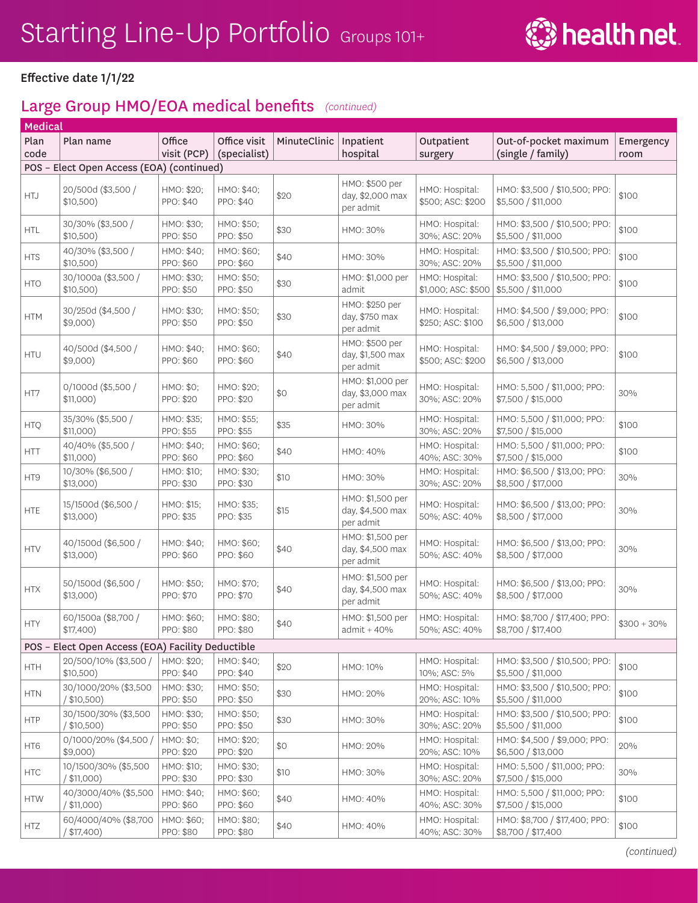# Starting Line-Up Portfolio Groups 101+

**Effective date 1/1/22**

## Large Group HMO/EOA medical benefits *(continued)*

| Medical | | | | | | | | |
|---|---|---|---|---|---|---|---|---|
| Plan code | Plan name | Office visit (PCP) | Office visit (specialist) | MinuteClinic | Inpatient hospital | Outpatient surgery | Out-of-pocket maximum (single / family) | Emergency room |
| POS – Elect Open Access (EOA) (continued) | | | | | | | | |
| HTJ | 20/500d ($3,500 / $10,500) | HMO: $20; PPO: $40 | HMO: $40; PPO: $40 | $20 | HMO: $500 per day, $2,000 max per admit | HMO: Hospital: $500; ASC: $200 | HMO: $3,500 / $10,500; PPO: $5,500 / $11,000 | $100 |
| HTL | 30/30% ($3,500 / $10,500) | HMO: $30; PPO: $50 | HMO: $50; PPO: $50 | $30 | HMO: 30% | HMO: Hospital: 30%; ASC: 20% | HMO: $3,500 / $10,500; PPO: $5,500 / $11,000 | $100 |
| HTS | 40/30% ($3,500 / $10,500) | HMO: $40; PPO: $60 | HMO: $60; PPO: $60 | $40 | HMO: 30% | HMO: Hospital: 30%; ASC: 20% | HMO: $3,500 / $10,500; PPO: $5,500 / $11,000 | $100 |
| HTO | 30/1000a ($3,500 / $10,500) | HMO: $30; PPO: $50 | HMO: $50; PPO: $50 | $30 | HMO: $1,000 per admit | HMO: Hospital: $1,000; ASC: $500 | HMO: $3,500 / $10,500; PPO: $5,500 / $11,000 | $100 |
| HTM | 30/250d ($4,500 / $9,000) | HMO: $30; PPO: $50 | HMO: $50; PPO: $50 | $30 | HMO: $250 per day, $750 max per admit | HMO: Hospital: $250; ASC: $100 | HMO: $4,500 / $9,000; PPO: $6,500 / $13,000 | $100 |
| HTU | 40/500d ($4,500 / $9,000) | HMO: $40; PPO: $60 | HMO: $60; PPO: $60 | $40 | HMO: $500 per day, $1,500 max per admit | HMO: Hospital: $500; ASC: $200 | HMO: $4,500 / $9,000; PPO: $6,500 / $13,000 | $100 |
| HT7 | 0/1000d ($5,500 / $11,000) | HMO: $0; PPO: $20 | HMO: $20; PPO: $20 | $0 | HMO: $1,000 per day, $3,000 max per admit | HMO: Hospital: 30%; ASC: 20% | HMO: 5,500 / $11,000; PPO: $7,500 / $15,000 | 30% |
| HTQ | 35/30% ($5,500 / $11,000) | HMO: $35; PPO: $55 | HMO: $55; PPO: $55 | $35 | HMO: 30% | HMO: Hospital: 30%; ASC: 20% | HMO: 5,500 / $11,000; PPO: $7,500 / $15,000 | $100 |
| HTT | 40/40% ($5,500 / $11,000) | HMO: $40; PPO: $60 | HMO: $60; PPO: $60 | $40 | HMO: 40% | HMO: Hospital: 40%; ASC: 30% | HMO: 5,500 / $11,000; PPO: $7,500 / $15,000 | $100 |
| HT9 | 10/30% ($6,500 / $13,000) | HMO: $10; PPO: $30 | HMO: $30; PPO: $30 | $10 | HMO: 30% | HMO: Hospital: 30%; ASC: 20% | HMO: $6,500 / $13,00; PPO: $8,500 / $17,000 | 30% |
| HTE | 15/1500d ($6,500 / $13,000) | HMO: $15; PPO: $35 | HMO: $35; PPO: $35 | $15 | HMO: $1,500 per day, $4,500 max per admit | HMO: Hospital: 50%; ASC: 40% | HMO: $6,500 / $13,00; PPO: $8,500 / $17,000 | 30% |
| HTV | 40/1500d ($6,500 / $13,000) | HMO: $40; PPO: $60 | HMO: $60; PPO: $60 | $40 | HMO: $1,500 per day, $4,500 max per admit | HMO: Hospital: 50%; ASC: 40% | HMO: $6,500 / $13,00; PPO: $8,500 / $17,000 | 30% |
| HTX | 50/1500d ($6,500 / $13,000) | HMO: $50; PPO: $70 | HMO: $70; PPO: $70 | $40 | HMO: $1,500 per day, $4,500 max per admit | HMO: Hospital: 50%; ASC: 40% | HMO: $6,500 / $13,00; PPO: $8,500 / $17,000 | 30% |
| HTY | 60/1500a ($8,700 / $17,400) | HMO: $60; PPO: $80 | HMO: $80; PPO: $80 | $40 | HMO: $1,500 per admit + 40% | HMO: Hospital: 50%; ASC: 40% | HMO: $8,700 / $17,400; PPO: $8,700 / $17,400 | $300 + 30% |
| POS – Elect Open Access (EOA) Facility Deductible | | | | | | | | |
| HTH | 20/500/10% ($3,500 / $10,500) | HMO: $20; PPO: $40 | HMO: $40; PPO: $40 | $20 | HMO: 10% | HMO: Hospital: 10%; ASC: 5% | HMO: $3,500 / $10,500; PPO: $5,500 / $11,000 | $100 |
| HTN | 30/1000/20% ($3,500 / $10,500) | HMO: $30; PPO: $50 | HMO: $50; PPO: $50 | $30 | HMO: 20% | HMO: Hospital: 20%; ASC: 10% | HMO: $3,500 / $10,500; PPO: $5,500 / $11,000 | $100 |
| HTP | 30/1500/30% ($3,500 / $10,500) | HMO: $30; PPO: $50 | HMO: $50; PPO: $50 | $30 | HMO: 30% | HMO: Hospital: 30%; ASC: 20% | HMO: $3,500 / $10,500; PPO: $5,500 / $11,000 | $100 |
| HT6 | 0/1000/20% ($4,500 / $9,000) | HMO: $0; PPO: $20 | HMO: $20; PPO: $20 | $0 | HMO: 20% | HMO: Hospital: 20%; ASC: 10% | HMO: $4,500 / $9,000; PPO: $6,500 / $13,000 | 20% |
| HTC | 10/1500/30% ($5,500 / $11,000) | HMO: $10; PPO: $30 | HMO: $30; PPO: $30 | $10 | HMO: 30% | HMO: Hospital: 30%; ASC: 20% | HMO: 5,500 / $11,000; PPO: $7,500 / $15,000 | 30% |
| HTW | 40/3000/40% ($5,500 / $11,000) | HMO: $40; PPO: $60 | HMO: $60; PPO: $60 | $40 | HMO: 40% | HMO: Hospital: 40%; ASC: 30% | HMO: 5,500 / $11,000; PPO: $7,500 / $15,000 | $100 |
| HTZ | 60/4000/40% ($8,700 / $17,400) | HMO: $60; PPO: $80 | HMO: $80; PPO: $80 | $40 | HMO: 40% | HMO: Hospital: 40%; ASC: 30% | HMO: $8,700 / $17,400; PPO: $8,700 / $17,400 | $100 |

*(continued)*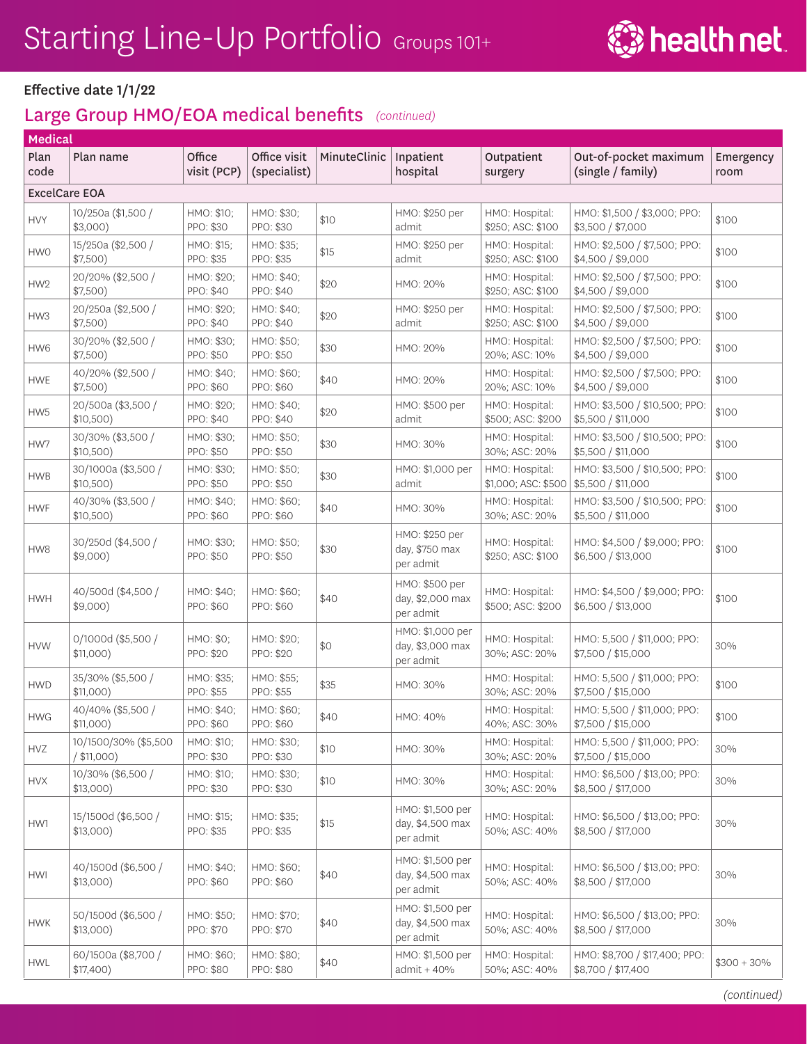# Starting Line-Up Portfolio Groups 101+

health net

**Effective date 1/1/22**

## Large Group HMO/EOA medical benefits *(continued)*

| Medical | | | | | | | | |
|---|---|---|---|---|---|---|---|---|
| Plan code | Plan name | Office visit (PCP) | Office visit (specialist) | MinuteClinic | Inpatient hospital | Outpatient surgery | Out-of-pocket maximum (single / family) | Emergency room |
| ExcelCare EOA | | | | | | | | |
| HVY | 10/250a ($1,500 / $3,000) | HMO: $10; PPO: $30 | HMO: $30; PPO: $30 | $10 | HMO: $250 per admit | HMO: Hospital: $250; ASC: $100 | HMO: $1,500 / $3,000; PPO: $3,500 / $7,000 | $100 |
| HW0 | 15/250a ($2,500 / $7,500) | HMO: $15; PPO: $35 | HMO: $35; PPO: $35 | $15 | HMO: $250 per admit | HMO: Hospital: $250; ASC: $100 | HMO: $2,500 / $7,500; PPO: $4,500 / $9,000 | $100 |
| HW2 | 20/20% ($2,500 / $7,500) | HMO: $20; PPO: $40 | HMO: $40; PPO: $40 | $20 | HMO: 20% | HMO: Hospital: $250; ASC: $100 | HMO: $2,500 / $7,500; PPO: $4,500 / $9,000 | $100 |
| HW3 | 20/250a ($2,500 / $7,500) | HMO: $20; PPO: $40 | HMO: $40; PPO: $40 | $20 | HMO: $250 per admit | HMO: Hospital: $250; ASC: $100 | HMO: $2,500 / $7,500; PPO: $4,500 / $9,000 | $100 |
| HW6 | 30/20% ($2,500 / $7,500) | HMO: $30; PPO: $50 | HMO: $50; PPO: $50 | $30 | HMO: 20% | HMO: Hospital: 20%; ASC: 10% | HMO: $2,500 / $7,500; PPO: $4,500 / $9,000 | $100 |
| HWE | 40/20% ($2,500 / $7,500) | HMO: $40; PPO: $60 | HMO: $60; PPO: $60 | $40 | HMO: 20% | HMO: Hospital: 20%; ASC: 10% | HMO: $2,500 / $7,500; PPO: $4,500 / $9,000 | $100 |
| HW5 | 20/500a ($3,500 / $10,500) | HMO: $20; PPO: $40 | HMO: $40; PPO: $40 | $20 | HMO: $500 per admit | HMO: Hospital: $500; ASC: $200 | HMO: $3,500 / $10,500; PPO: $5,500 / $11,000 | $100 |
| HW7 | 30/30% ($3,500 / $10,500) | HMO: $30; PPO: $50 | HMO: $50; PPO: $50 | $30 | HMO: 30% | HMO: Hospital: 30%; ASC: 20% | HMO: $3,500 / $10,500; PPO: $5,500 / $11,000 | $100 |
| HWB | 30/1000a ($3,500 / $10,500) | HMO: $30; PPO: $50 | HMO: $50; PPO: $50 | $30 | HMO: $1,000 per admit | HMO: Hospital: $1,000; ASC: $500 | HMO: $3,500 / $10,500; PPO: $5,500 / $11,000 | $100 |
| HWF | 40/30% ($3,500 / $10,500) | HMO: $40; PPO: $60 | HMO: $60; PPO: $60 | $40 | HMO: 30% | HMO: Hospital: 30%; ASC: 20% | HMO: $3,500 / $10,500; PPO: $5,500 / $11,000 | $100 |
| HW8 | 30/250d ($4,500 / $9,000) | HMO: $30; PPO: $50 | HMO: $50; PPO: $50 | $30 | HMO: $250 per day, $750 max per admit | HMO: Hospital: $250; ASC: $100 | HMO: $4,500 / $9,000; PPO: $6,500 / $13,000 | $100 |
| HWH | 40/500d ($4,500 / $9,000) | HMO: $40; PPO: $60 | HMO: $60; PPO: $60 | $40 | HMO: $500 per day, $2,000 max per admit | HMO: Hospital: $500; ASC: $200 | HMO: $4,500 / $9,000; PPO: $6,500 / $13,000 | $100 |
| HVW | 0/1000d ($5,500 / $11,000) | HMO: $0; PPO: $20 | HMO: $20; PPO: $20 | $0 | HMO: $1,000 per day, $3,000 max per admit | HMO: Hospital: 30%; ASC: 20% | HMO: 5,500 / $11,000; PPO: $7,500 / $15,000 | 30% |
| HWD | 35/30% ($5,500 / $11,000) | HMO: $35; PPO: $55 | HMO: $55; PPO: $55 | $35 | HMO: 30% | HMO: Hospital: 30%; ASC: 20% | HMO: 5,500 / $11,000; PPO: $7,500 / $15,000 | $100 |
| HWG | 40/40% ($5,500 / $11,000) | HMO: $40; PPO: $60 | HMO: $60; PPO: $60 | $40 | HMO: 40% | HMO: Hospital: 40%; ASC: 30% | HMO: 5,500 / $11,000; PPO: $7,500 / $15,000 | $100 |
| HVZ | 10/1500/30% ($5,500 / $11,000) | HMO: $10; PPO: $30 | HMO: $30; PPO: $30 | $10 | HMO: 30% | HMO: Hospital: 30%; ASC: 20% | HMO: 5,500 / $11,000; PPO: $7,500 / $15,000 | 30% |
| HVX | 10/30% ($6,500 / $13,000) | HMO: $10; PPO: $30 | HMO: $30; PPO: $30 | $10 | HMO: 30% | HMO: Hospital: 30%; ASC: 20% | HMO: $6,500 / $13,00; PPO: $8,500 / $17,000 | 30% |
| HW1 | 15/1500d ($6,500 / $13,000) | HMO: $15; PPO: $35 | HMO: $35; PPO: $35 | $15 | HMO: $1,500 per day, $4,500 max per admit | HMO: Hospital: 50%; ASC: 40% | HMO: $6,500 / $13,00; PPO: $8,500 / $17,000 | 30% |
| HWI | 40/1500d ($6,500 / $13,000) | HMO: $40; PPO: $60 | HMO: $60; PPO: $60 | $40 | HMO: $1,500 per day, $4,500 max per admit | HMO: Hospital: 50%; ASC: 40% | HMO: $6,500 / $13,00; PPO: $8,500 / $17,000 | 30% |
| HWK | 50/1500d ($6,500 / $13,000) | HMO: $50; PPO: $70 | HMO: $70; PPO: $70 | $40 | HMO: $1,500 per day, $4,500 max per admit | HMO: Hospital: 50%; ASC: 40% | HMO: $6,500 / $13,00; PPO: $8,500 / $17,000 | 30% |
| HWL | 60/1500a ($8,700 / $17,400) | HMO: $60; PPO: $80 | HMO: $80; PPO: $80 | $40 | HMO: $1,500 per admit + 40% | HMO: Hospital: 50%; ASC: 40% | HMO: $8,700 / $17,400; PPO: $8,700 / $17,400 | $300 + 30% |

*(continued)*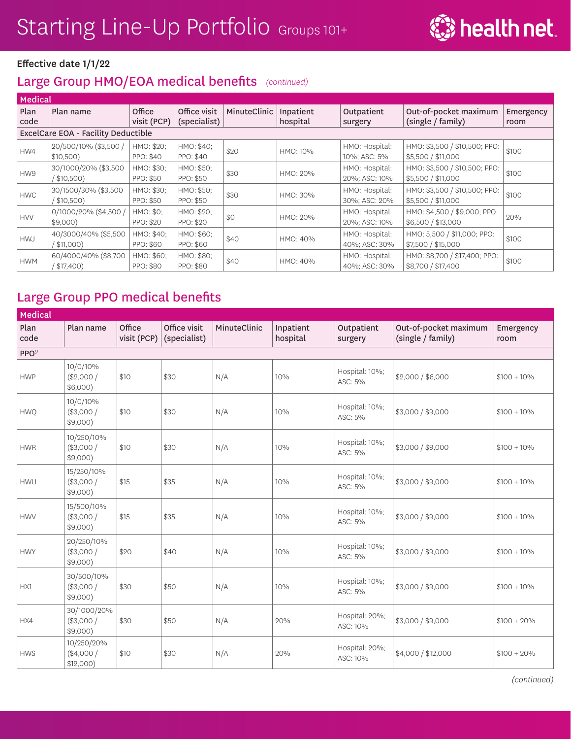# Starting Line-Up Portfolio Groups 101+

**Effective date 1/1/22**

## Large Group HMO/EOA medical benefits *(continued)*

| Plan code | Plan name | Office visit (PCP) | Office visit (specialist) | MinuteClinic | Inpatient hospital | Outpatient surgery | Out-of-pocket maximum (single / family) | Emergency room |
|---|---|---|---|---|---|---|---|---|
| **ExcelCare EOA - Facility Deductible** | | | | | | | | |
| HW4 | 20/500/10% ($3,500 / $10,500) | HMO: $20; PPO: $40 | HMO: $40; PPO: $40 | $20 | HMO: 10% | HMO: Hospital: 10%; ASC: 5% | HMO: $3,500 / $10,500; PPO: $5,500 / $11,000 | $100 |
| HW9 | 30/1000/20% ($3,500 / $10,500) | HMO: $30; PPO: $50 | HMO: $50; PPO: $50 | $30 | HMO: 20% | HMO: Hospital: 20%; ASC: 10% | HMO: $3,500 / $10,500; PPO: $5,500 / $11,000 | $100 |
| HWC | 30/1500/30% ($3,500 / $10,500) | HMO: $30; PPO: $50 | HMO: $50; PPO: $50 | $30 | HMO: 30% | HMO: Hospital: 30%; ASC: 20% | HMO: $3,500 / $10,500; PPO: $5,500 / $11,000 | $100 |
| HVV | 0/1000/20% ($4,500 / $9,000) | HMO: $0; PPO: $20 | HMO: $20; PPO: $20 | $0 | HMO: 20% | HMO: Hospital: 20%; ASC: 10% | HMO: $4,500 / $9,000; PPO: $6,500 / $13,000 | 20% |
| HWJ | 40/3000/40% ($5,500 / $11,000) | HMO: $40; PPO: $60 | HMO: $60; PPO: $60 | $40 | HMO: 40% | HMO: Hospital: 40%; ASC: 30% | HMO: 5,500 / $11,000; PPO: $7,500 / $15,000 | $100 |
| HWM | 60/4000/40% ($8,700 / $17,400) | HMO: $60; PPO: $80 | HMO: $80; PPO: $80 | $40 | HMO: 40% | HMO: Hospital: 40%; ASC: 30% | HMO: $8,700 / $17,400; PPO: $8,700 / $17,400 | $100 |

## Large Group PPO medical benefits

| Plan code | Plan name | Office visit (PCP) | Office visit (specialist) | MinuteClinic | Inpatient hospital | Outpatient surgery | Out-of-pocket maximum (single / family) | Emergency room |
|---|---|---|---|---|---|---|---|---|
| **PPO[2]** | | | | | | | | |
| HWP | 10/0/10% ($2,000 / $6,000) | $10 | $30 | N/A | 10% | Hospital: 10%; ASC: 5% | $2,000 / $6,000 | $100 + 10% |
| HWQ | 10/0/10% ($3,000 / $9,000) | $10 | $30 | N/A | 10% | Hospital: 10%; ASC: 5% | $3,000 / $9,000 | $100 + 10% |
| HWR | 10/250/10% ($3,000 / $9,000) | $10 | $30 | N/A | 10% | Hospital: 10%; ASC: 5% | $3,000 / $9,000 | $100 + 10% |
| HWU | 15/250/10% ($3,000 / $9,000) | $15 | $35 | N/A | 10% | Hospital: 10%; ASC: 5% | $3,000 / $9,000 | $100 + 10% |
| HWV | 15/500/10% ($3,000 / $9,000) | $15 | $35 | N/A | 10% | Hospital: 10%; ASC: 5% | $3,000 / $9,000 | $100 + 10% |
| HWY | 20/250/10% ($3,000 / $9,000) | $20 | $40 | N/A | 10% | Hospital: 10%; ASC: 5% | $3,000 / $9,000 | $100 + 10% |
| HX1 | 30/500/10% ($3,000 / $9,000) | $30 | $50 | N/A | 10% | Hospital: 10%; ASC: 5% | $3,000 / $9,000 | $100 + 10% |
| HX4 | 30/1000/20% ($3,000 / $9,000) | $30 | $50 | N/A | 20% | Hospital: 20%; ASC: 10% | $3,000 / $9,000 | $100 + 20% |
| HWS | 10/250/20% ($4,000 / $12,000) | $10 | $30 | N/A | 20% | Hospital: 20%; ASC: 10% | $4,000 / $12,000 | $100 + 20% |

*(continued)*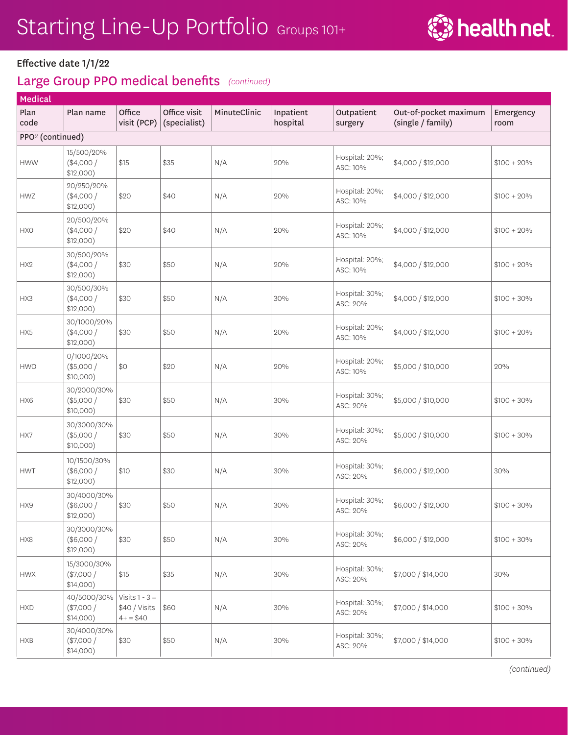# Starting Line-Up Portfolio Groups 101+

**Effective date 1/1/22**

## Large Group PPO medical benefits *(continued)*

| Medical | | | | | | | | |
|---|---|---|---|---|---|---|---|---|
| Plan code | Plan name | Office visit (PCP) | Office visit (specialist) | MinuteClinic | Inpatient hospital | Outpatient surgery | Out-of-pocket maximum (single / family) | Emergency room |
| PPO[2] (continued) | | | | | | | | |
| HWW | 15/500/20% ($4,000 / $12,000) | $15 | $35 | N/A | 20% | Hospital: 20%; ASC: 10% | $4,000 / $12,000 | $100 + 20% |
| HWZ | 20/250/20% ($4,000 / $12,000) | $20 | $40 | N/A | 20% | Hospital: 20%; ASC: 10% | $4,000 / $12,000 | $100 + 20% |
| HX0 | 20/500/20% ($4,000 / $12,000) | $20 | $40 | N/A | 20% | Hospital: 20%; ASC: 10% | $4,000 / $12,000 | $100 + 20% |
| HX2 | 30/500/20% ($4,000 / $12,000) | $30 | $50 | N/A | 20% | Hospital: 20%; ASC: 10% | $4,000 / $12,000 | $100 + 20% |
| HX3 | 30/500/30% ($4,000 / $12,000) | $30 | $50 | N/A | 30% | Hospital: 30%; ASC: 20% | $4,000 / $12,000 | $100 + 30% |
| HX5 | 30/1000/20% ($4,000 / $12,000) | $30 | $50 | N/A | 20% | Hospital: 20%; ASC: 10% | $4,000 / $12,000 | $100 + 20% |
| HWO | 0/1000/20% ($5,000 / $10,000) | $0 | $20 | N/A | 20% | Hospital: 20%; ASC: 10% | $5,000 / $10,000 | 20% |
| HX6 | 30/2000/30% ($5,000 / $10,000) | $30 | $50 | N/A | 30% | Hospital: 30%; ASC: 20% | $5,000 / $10,000 | $100 + 30% |
| HX7 | 30/3000/30% ($5,000 / $10,000) | $30 | $50 | N/A | 30% | Hospital: 30%; ASC: 20% | $5,000 / $10,000 | $100 + 30% |
| HWT | 10/1500/30% ($6,000 / $12,000) | $10 | $30 | N/A | 30% | Hospital: 30%; ASC: 20% | $6,000 / $12,000 | 30% |
| HX9 | 30/4000/30% ($6,000 / $12,000) | $30 | $50 | N/A | 30% | Hospital: 30%; ASC: 20% | $6,000 / $12,000 | $100 + 30% |
| HX8 | 30/3000/30% ($6,000 / $12,000) | $30 | $50 | N/A | 30% | Hospital: 30%; ASC: 20% | $6,000 / $12,000 | $100 + 30% |
| HWX | 15/3000/30% ($7,000 / $14,000) | $15 | $35 | N/A | 30% | Hospital: 30%; ASC: 20% | $7,000 / $14,000 | 30% |
| HXD | 40/5000/30% ($7,000 / $14,000) | Visits 1 - 3 = $40 / Visits 4+ = $40 | $60 | N/A | 30% | Hospital: 30%; ASC: 20% | $7,000 / $14,000 | $100 + 30% |
| HXB | 30/4000/30% ($7,000 / $14,000) | $30 | $50 | N/A | 30% | Hospital: 30%; ASC: 20% | $7,000 / $14,000 | $100 + 30% |

*(continued)*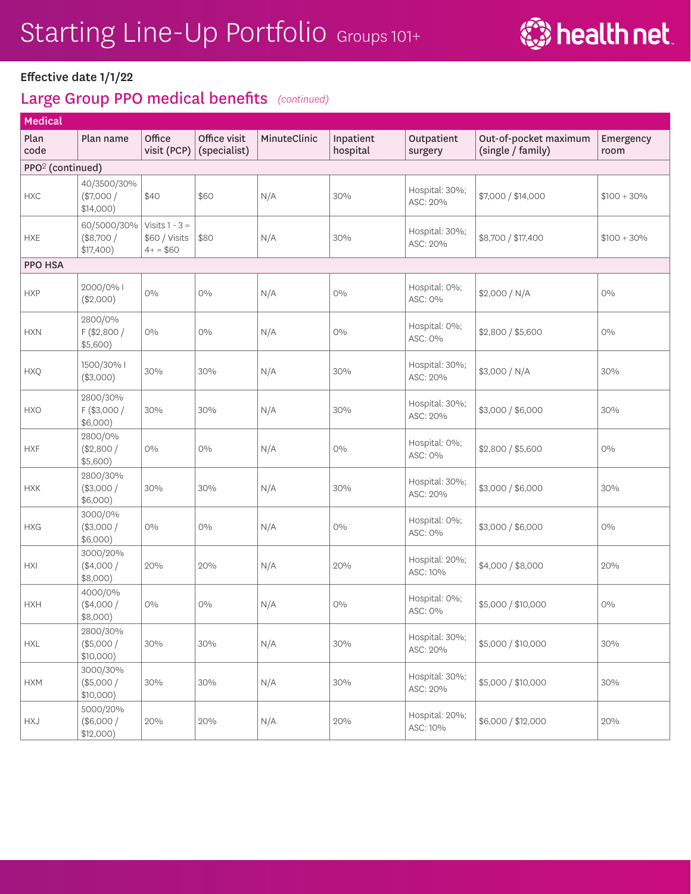# Starting Line-Up Portfolio Groups 101+

**Effective date 1/1/22**

## Large Group PPO medical benefits *(continued)*

| Medical | | | | | | | | |
|---|---|---|---|---|---|---|---|---|
| **Plan code** | **Plan name** | **Office visit (PCP)** | **Office visit (specialist)** | **MinuteClinic** | **Inpatient hospital** | **Outpatient surgery** | **Out-of-pocket maximum (single / family)** | **Emergency room** |
| **PPO[2] (continued)** | | | | | | | | |
| HXC | 40/3500/30% ($7,000 / $14,000) | $40 | $60 | N/A | 30% | Hospital: 30%; ASC: 20% | $7,000 / $14,000 | $100 + 30% |
| HXE | 60/5000/30% ($8,700 / $17,400) | Visits 1 - 3 = $60 / Visits 4+ = $60 | $80 | N/A | 30% | Hospital: 30%; ASC: 20% | $8,700 / $17,400 | $100 + 30% |
| **PPO HSA** | | | | | | | | |
| HXP | 2000/0% I ($2,000) | 0% | 0% | N/A | 0% | Hospital: 0%; ASC: 0% | $2,000 / N/A | 0% |
| HXN | 2800/0% F ($2,800 / $5,600) | 0% | 0% | N/A | 0% | Hospital: 0%; ASC: 0% | $2,800 / $5,600 | 0% |
| HXQ | 1500/30% I ($3,000) | 30% | 30% | N/A | 30% | Hospital: 30%; ASC: 20% | $3,000 / N/A | 30% |
| HXO | 2800/30% F ($3,000 / $6,000) | 30% | 30% | N/A | 30% | Hospital: 30%; ASC: 20% | $3,000 / $6,000 | 30% |
| HXF | 2800/0% ($2,800 / $5,600) | 0% | 0% | N/A | 0% | Hospital: 0%; ASC: 0% | $2,800 / $5,600 | 0% |
| HXK | 2800/30% ($3,000 / $6,000) | 30% | 30% | N/A | 30% | Hospital: 30%; ASC: 20% | $3,000 / $6,000 | 30% |
| HXG | 3000/0% ($3,000 / $6,000) | 0% | 0% | N/A | 0% | Hospital: 0%; ASC: 0% | $3,000 / $6,000 | 0% |
| HXI | 3000/20% ($4,000 / $8,000) | 20% | 20% | N/A | 20% | Hospital: 20%; ASC: 10% | $4,000 / $8,000 | 20% |
| HXH | 4000/0% ($4,000 / $8,000) | 0% | 0% | N/A | 0% | Hospital: 0%; ASC: 0% | $5,000 / $10,000 | 0% |
| HXL | 2800/30% ($5,000 / $10,000) | 30% | 30% | N/A | 30% | Hospital: 30%; ASC: 20% | $5,000 / $10,000 | 30% |
| HXM | 3000/30% ($5,000 / $10,000) | 30% | 30% | N/A | 30% | Hospital: 30%; ASC: 20% | $5,000 / $10,000 | 30% |
| HXJ | 5000/20% ($6,000 / $12,000) | 20% | 20% | N/A | 20% | Hospital: 20%; ASC: 10% | $6,000 / $12,000 | 20% |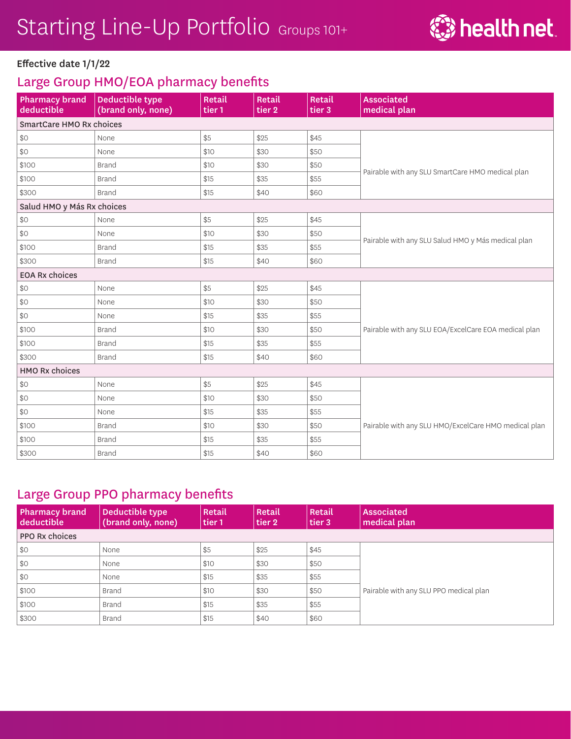# Starting Line-Up Portfolio Groups 101+

health net

**Effective date 1/1/22**

## Large Group HMO/EOA pharmacy benefits

| Pharmacy brand deductible | Deductible type (brand only, none) | Retail tier 1 | Retail tier 2 | Retail tier 3 | Associated medical plan |
|---|---|---|---|---|---|
| **SmartCare HMO Rx choices** | | | | | |
| $0 | None | $5 | $25 | $45 | Pairable with any SLU SmartCare HMO medical plan |
| $0 | None | $10 | $30 | $50 | |
| $100 | Brand | $10 | $30 | $50 | |
| $100 | Brand | $15 | $35 | $55 | |
| $300 | Brand | $15 | $40 | $60 | |
| **Salud HMO y Más Rx choices** | | | | | |
| $0 | None | $5 | $25 | $45 | Pairable with any SLU Salud HMO y Más medical plan |
| $0 | None | $10 | $30 | $50 | |
| $100 | Brand | $15 | $35 | $55 | |
| $300 | Brand | $15 | $40 | $60 | |
| **EOA Rx choices** | | | | | |
| $0 | None | $5 | $25 | $45 | Pairable with any SLU EOA/ExcelCare EOA medical plan |
| $0 | None | $10 | $30 | $50 | |
| $0 | None | $15 | $35 | $55 | |
| $100 | Brand | $10 | $30 | $50 | |
| $100 | Brand | $15 | $35 | $55 | |
| $300 | Brand | $15 | $40 | $60 | |
| **HMO Rx choices** | | | | | |
| $0 | None | $5 | $25 | $45 | Pairable with any SLU HMO/ExcelCare HMO medical plan |
| $0 | None | $10 | $30 | $50 | |
| $0 | None | $15 | $35 | $55 | |
| $100 | Brand | $10 | $30 | $50 | |
| $100 | Brand | $15 | $35 | $55 | |
| $300 | Brand | $15 | $40 | $60 | |

## Large Group PPO pharmacy benefits

| Pharmacy brand deductible | Deductible type (brand only, none) | Retail tier 1 | Retail tier 2 | Retail tier 3 | Associated medical plan |
|---|---|---|---|---|---|
| **PPO Rx choices** | | | | | |
| $0 | None | $5 | $25 | $45 | Pairable with any SLU PPO medical plan |
| $0 | None | $10 | $30 | $50 | |
| $0 | None | $15 | $35 | $55 | |
| $100 | Brand | $10 | $30 | $50 | |
| $100 | Brand | $15 | $35 | $55 | |
| $300 | Brand | $15 | $40 | $60 | |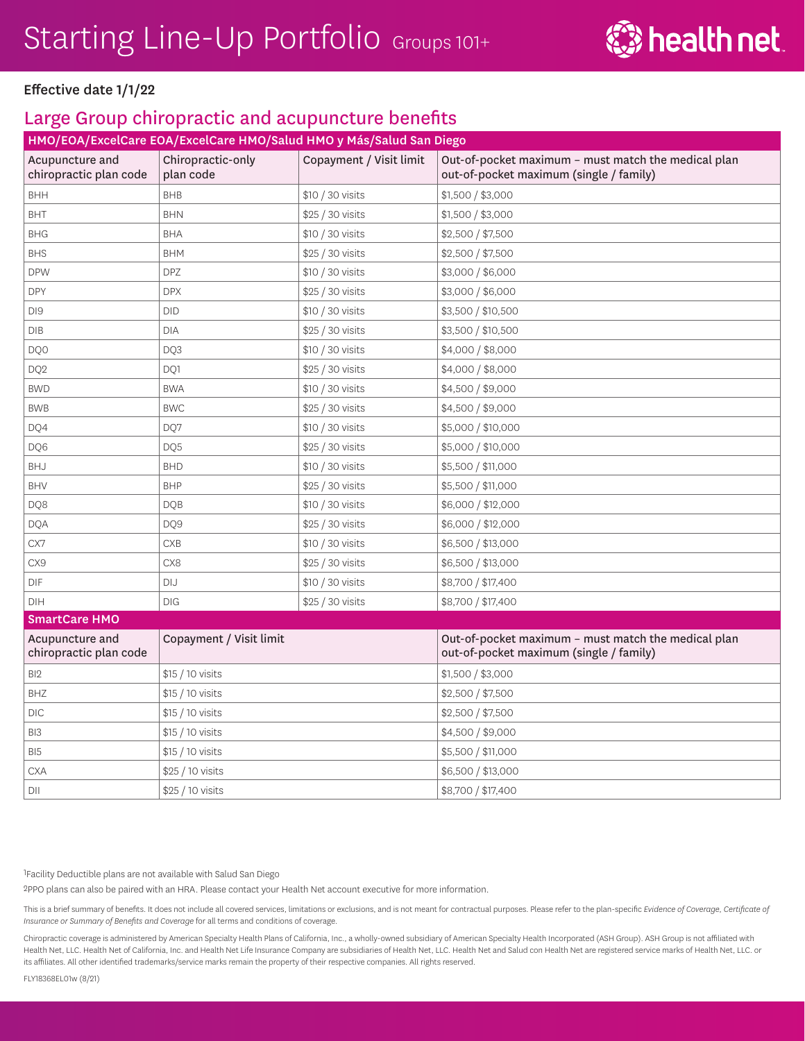# Starting Line-Up Portfolio Groups 101+

health net

**Effective date 1/1/22**

## Large Group chiropractic and acupuncture benefits

| HMO/EOA/ExcelCare EOA/ExcelCare HMO/Salud HMO y Más/Salud San Diego | | | |
|---|---|---|---|
| Acupuncture and chiropractic plan code | Chiropractic-only plan code | Copayment / Visit limit | Out-of-pocket maximum – must match the medical plan out-of-pocket maximum (single / family) |
| BHH | BHB | $10 / 30 visits | $1,500 / $3,000 |
| BHT | BHN | $25 / 30 visits | $1,500 / $3,000 |
| BHG | BHA | $10 / 30 visits | $2,500 / $7,500 |
| BHS | BHM | $25 / 30 visits | $2,500 / $7,500 |
| DPW | DPZ | $10 / 30 visits | $3,000 / $6,000 |
| DPY | DPX | $25 / 30 visits | $3,000 / $6,000 |
| DI9 | DID | $10 / 30 visits | $3,500 / $10,500 |
| DIB | DIA | $25 / 30 visits | $3,500 / $10,500 |
| DQ0 | DQ3 | $10 / 30 visits | $4,000 / $8,000 |
| DQ2 | DQ1 | $25 / 30 visits | $4,000 / $8,000 |
| BWD | BWA | $10 / 30 visits | $4,500 / $9,000 |
| BWB | BWC | $25 / 30 visits | $4,500 / $9,000 |
| DQ4 | DQ7 | $10 / 30 visits | $5,000 / $10,000 |
| DQ6 | DQ5 | $25 / 30 visits | $5,000 / $10,000 |
| BHJ | BHD | $10 / 30 visits | $5,500 / $11,000 |
| BHV | BHP | $25 / 30 visits | $5,500 / $11,000 |
| DQ8 | DQB | $10 / 30 visits | $6,000 / $12,000 |
| DQA | DQ9 | $25 / 30 visits | $6,000 / $12,000 |
| CX7 | CXB | $10 / 30 visits | $6,500 / $13,000 |
| CX9 | CX8 | $25 / 30 visits | $6,500 / $13,000 |
| DIF | DIJ | $10 / 30 visits | $8,700 / $17,400 |
| DIH | DIG | $25 / 30 visits | $8,700 / $17,400 |

| SmartCare HMO | | |
|---|---|---|
| Acupuncture and chiropractic plan code | Copayment / Visit limit | Out-of-pocket maximum – must match the medical plan out-of-pocket maximum (single / family) |
| BI2 | $15 / 10 visits | $1,500 / $3,000 |
| BHZ | $15 / 10 visits | $2,500 / $7,500 |
| DIC | $15 / 10 visits | $2,500 / $7,500 |
| BI3 | $15 / 10 visits | $4,500 / $9,000 |
| BI5 | $15 / 10 visits | $5,500 / $11,000 |
| CXA | $25 / 10 visits | $6,500 / $13,000 |
| DII | $25 / 10 visits | $8,700 / $17,400 |

[1]Facility Deductible plans are not available with Salud San Diego

[2]PPO plans can also be paired with an HRA. Please contact your Health Net account executive for more information.

This is a brief summary of benefits. It does not include all covered services, limitations or exclusions, and is not meant for contractual purposes. Please refer to the plan-specific *Evidence of Coverage, Certificate of Insurance or Summary of Benefits and Coverage* for all terms and conditions of coverage.

Chiropractic coverage is administered by American Specialty Health Plans of California, Inc., a wholly-owned subsidiary of American Specialty Health Incorporated (ASH Group). ASH Group is not affiliated with Health Net, LLC. Health Net of California, Inc. and Health Net Life Insurance Company are subsidiaries of Health Net, LLC. Health Net and Salud con Health Net are registered service marks of Health Net, LLC. or its affiliates. All other identified trademarks/service marks remain the property of their respective companies. All rights reserved.

FLY18368EL01w (8/21)